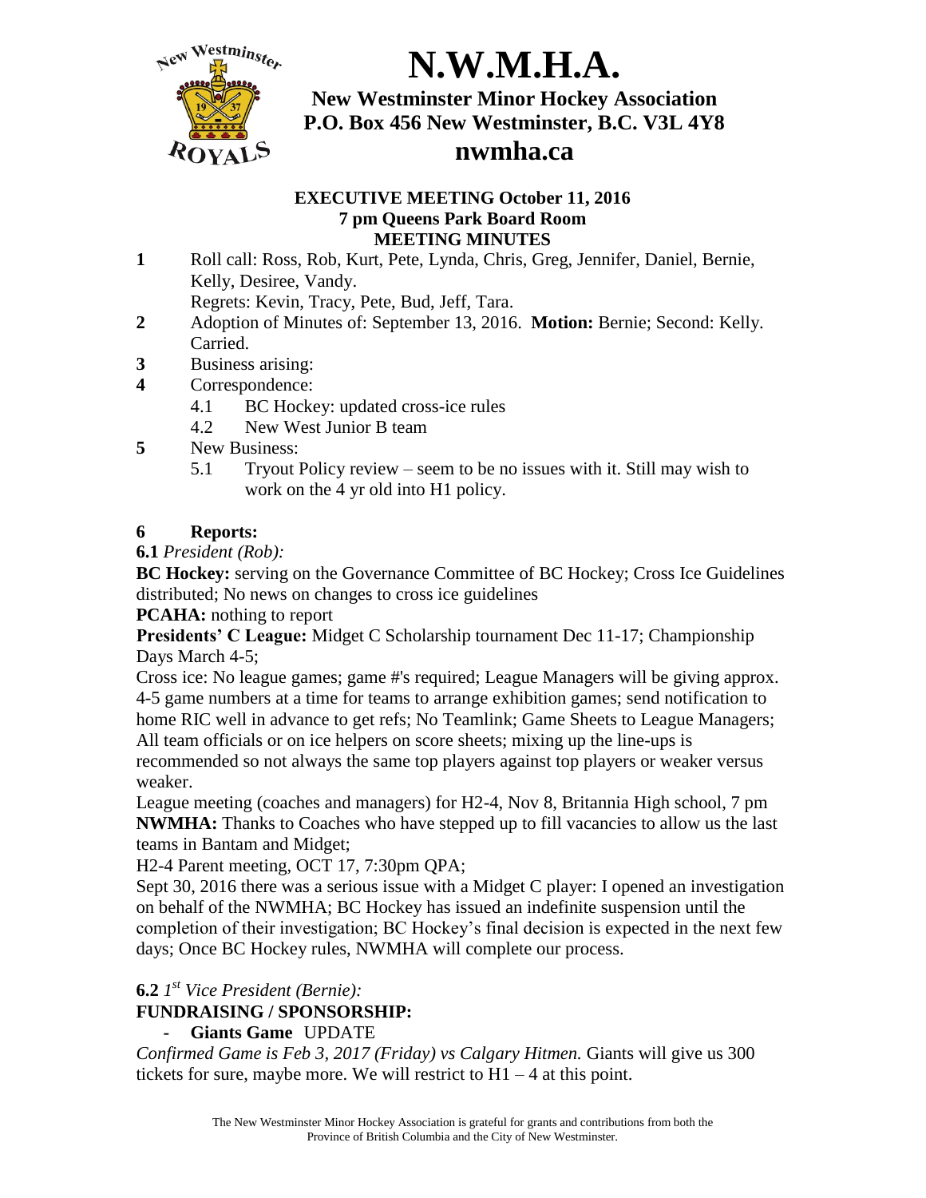# N.W.M.H.A.

**New Westminster Minor Hockey Association**
**P.O. Box 456 New Westminster, B.C. V3L 4Y8**
**nwmha.ca**

**EXECUTIVE MEETING October 11, 2016**
**7 pm Queens Park Board Room**
**MEETING MINUTES**

**1** Roll call: Ross, Rob, Kurt, Pete, Lynda, Chris, Greg, Jennifer, Daniel, Bernie, Kelly, Desiree, Vandy.
Regrets: Kevin, Tracy, Pete, Bud, Jeff, Tara.

**2** Adoption of Minutes of: September 13, 2016. **Motion:** Bernie; Second: Kelly. Carried.

**3** Business arising:

**4** Correspondence:
- 4.1 BC Hockey: updated cross-ice rules
- 4.2 New West Junior B team

**5** New Business:
- 5.1 Tryout Policy review – seem to be no issues with it. Still may wish to work on the 4 yr old into H1 policy.

## 6 Reports:

**6.1** *President (Rob):*

**BC Hockey:** serving on the Governance Committee of BC Hockey; Cross Ice Guidelines distributed; No news on changes to cross ice guidelines

**PCAHA:** nothing to report

**Presidents' C League:** Midget C Scholarship tournament Dec 11-17; Championship Days March 4-5;

Cross ice: No league games; game #'s required; League Managers will be giving approx. 4-5 game numbers at a time for teams to arrange exhibition games; send notification to home RIC well in advance to get refs; No Teamlink; Game Sheets to League Managers; All team officials or on ice helpers on score sheets; mixing up the line-ups is recommended so not always the same top players against top players or weaker versus weaker.

League meeting (coaches and managers) for H2-4, Nov 8, Britannia High school, 7 pm

**NWMHA:** Thanks to Coaches who have stepped up to fill vacancies to allow us the last teams in Bantam and Midget;

H2-4 Parent meeting, OCT 17, 7:30pm QPA;

Sept 30, 2016 there was a serious issue with a Midget C player: I opened an investigation on behalf of the NWMHA; BC Hockey has issued an indefinite suspension until the completion of their investigation; BC Hockey's final decision is expected in the next few days; Once BC Hockey rules, NWMHA will complete our process.

**6.2** *1st Vice President (Bernie):*

**FUNDRAISING / SPONSORSHIP:**

- **Giants Game** UPDATE

*Confirmed Game is Feb 3, 2017 (Friday) vs Calgary Hitmen.* Giants will give us 300 tickets for sure, maybe more. We will restrict to H1 – 4 at this point.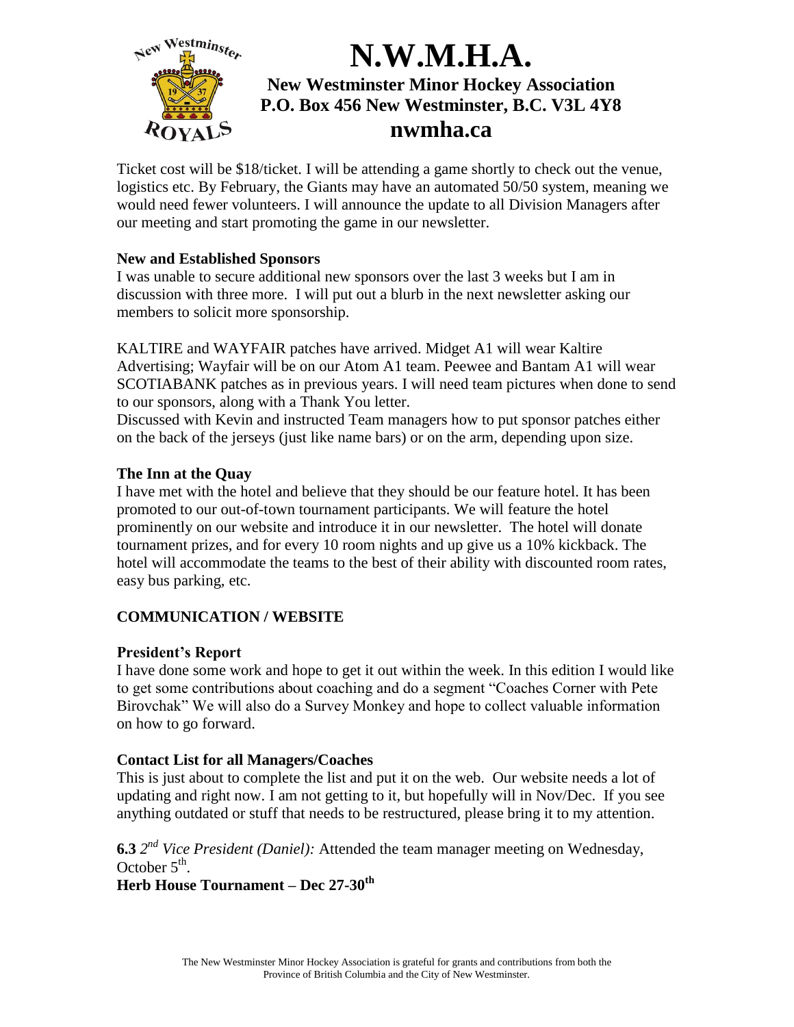Ticket cost will be $18/ticket. I will be attending a game shortly to check out the venue, logistics etc. By February, the Giants may have an automated 50/50 system, meaning we would need fewer volunteers. I will announce the update to all Division Managers after our meeting and start promoting the game in our newsletter.

**New and Established Sponsors**

I was unable to secure additional new sponsors over the last 3 weeks but I am in discussion with three more. I will put out a blurb in the next newsletter asking our members to solicit more sponsorship.

KALTIRE and WAYFAIR patches have arrived. Midget A1 will wear Kaltire Advertising; Wayfair will be on our Atom A1 team. Peewee and Bantam A1 will wear SCOTIABANK patches as in previous years. I will need team pictures when done to send to our sponsors, along with a Thank You letter.

Discussed with Kevin and instructed Team managers how to put sponsor patches either on the back of the jerseys (just like name bars) or on the arm, depending upon size.

**The Inn at the Quay**

I have met with the hotel and believe that they should be our feature hotel. It has been promoted to our out-of-town tournament participants. We will feature the hotel prominently on our website and introduce it in our newsletter. The hotel will donate tournament prizes, and for every 10 room nights and up give us a 10% kickback. The hotel will accommodate the teams to the best of their ability with discounted room rates, easy bus parking, etc.

**COMMUNICATION / WEBSITE**

**President's Report**

I have done some work and hope to get it out within the week. In this edition I would like to get some contributions about coaching and do a segment "Coaches Corner with Pete Birovchak" We will also do a Survey Monkey and hope to collect valuable information on how to go forward.

**Contact List for all Managers/Coaches**

This is just about to complete the list and put it on the web. Our website needs a lot of updating and right now. I am not getting to it, but hopefully will in Nov/Dec. If you see anything outdated or stuff that needs to be restructured, please bring it to my attention.

**6.3** *2nd Vice President (Daniel):* Attended the team manager meeting on Wednesday, October 5th.

**Herb House Tournament – Dec 27-30th**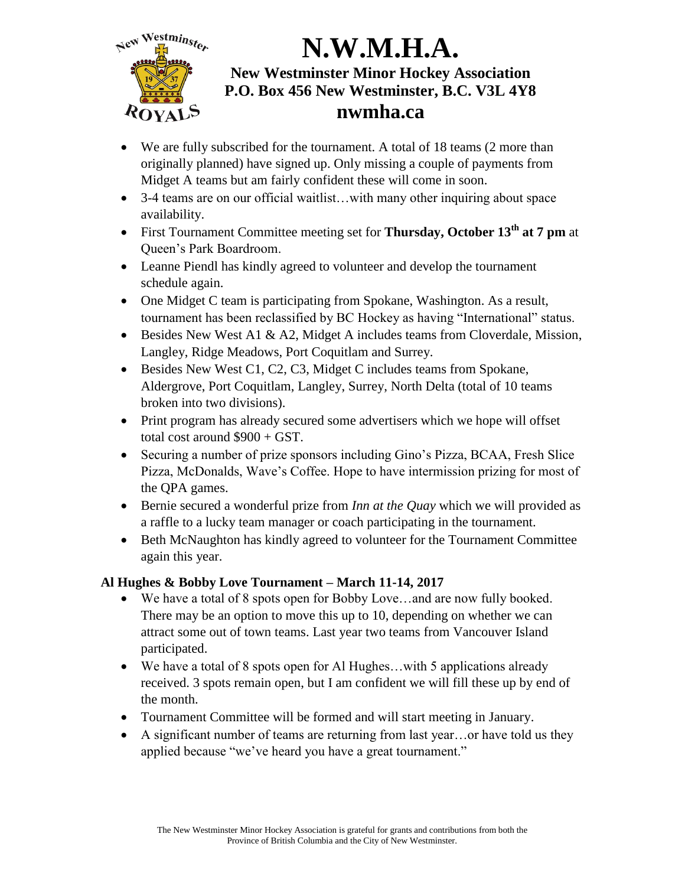# N.W.M.H.A.

**New Westminster Minor Hockey Association**
**P.O. Box 456 New Westminster, B.C. V3L 4Y8**
**nwmha.ca**

- We are fully subscribed for the tournament. A total of 18 teams (2 more than originally planned) have signed up. Only missing a couple of payments from Midget A teams but am fairly confident these will come in soon.
- 3-4 teams are on our official waitlist…with many other inquiring about space availability.
- First Tournament Committee meeting set for **Thursday, October 13th at 7 pm** at Queen's Park Boardroom.
- Leanne Piendl has kindly agreed to volunteer and develop the tournament schedule again.
- One Midget C team is participating from Spokane, Washington. As a result, tournament has been reclassified by BC Hockey as having "International" status.
- Besides New West A1 & A2, Midget A includes teams from Cloverdale, Mission, Langley, Ridge Meadows, Port Coquitlam and Surrey.
- Besides New West C1, C2, C3, Midget C includes teams from Spokane, Aldergrove, Port Coquitlam, Langley, Surrey, North Delta (total of 10 teams broken into two divisions).
- Print program has already secured some advertisers which we hope will offset total cost around $900 + GST.
- Securing a number of prize sponsors including Gino's Pizza, BCAA, Fresh Slice Pizza, McDonalds, Wave's Coffee. Hope to have intermission prizing for most of the QPA games.
- Bernie secured a wonderful prize from *Inn at the Quay* which we will provided as a raffle to a lucky team manager or coach participating in the tournament.
- Beth McNaughton has kindly agreed to volunteer for the Tournament Committee again this year.

### Al Hughes & Bobby Love Tournament – March 11-14, 2017

- We have a total of 8 spots open for Bobby Love…and are now fully booked. There may be an option to move this up to 10, depending on whether we can attract some out of town teams. Last year two teams from Vancouver Island participated.
- We have a total of 8 spots open for Al Hughes…with 5 applications already received. 3 spots remain open, but I am confident we will fill these up by end of the month.
- Tournament Committee will be formed and will start meeting in January.
- A significant number of teams are returning from last year…or have told us they applied because "we've heard you have a great tournament."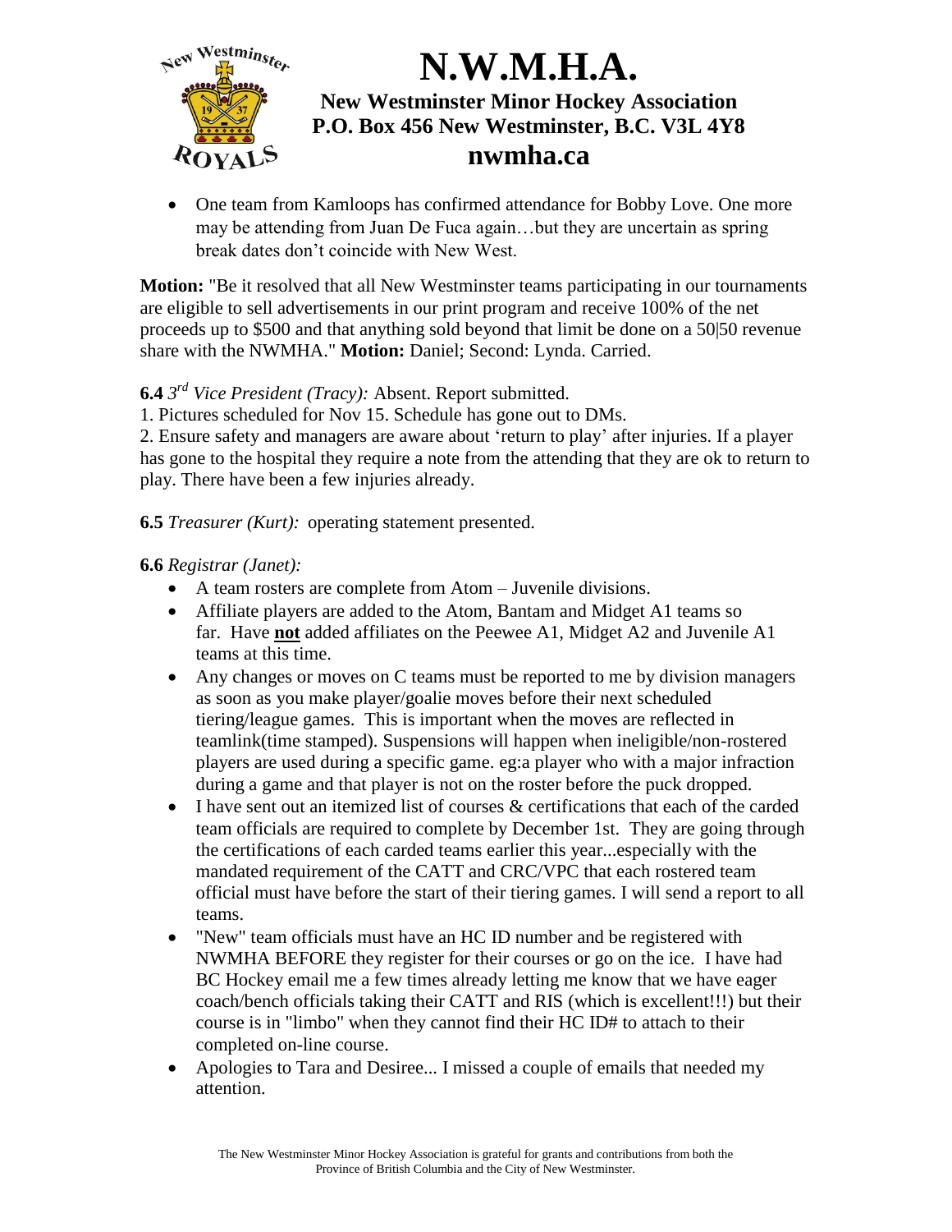- One team from Kamloops has confirmed attendance for Bobby Love. One more may be attending from Juan De Fuca again…but they are uncertain as spring break dates don't coincide with New West.

**Motion:** "Be it resolved that all New Westminster teams participating in our tournaments are eligible to sell advertisements in our print program and receive 100% of the net proceeds up to $500 and that anything sold beyond that limit be done on a 50|50 revenue share with the NWMHA." **Motion:** Daniel; Second: Lynda. Carried.

**6.4** *3rd Vice President (Tracy):* Absent. Report submitted.

1. Pictures scheduled for Nov 15. Schedule has gone out to DMs.
2. Ensure safety and managers are aware about 'return to play' after injuries. If a player has gone to the hospital they require a note from the attending that they are ok to return to play. There have been a few injuries already.

**6.5** *Treasurer (Kurt):* operating statement presented.

**6.6** *Registrar (Janet):*

- A team rosters are complete from Atom – Juvenile divisions.
- Affiliate players are added to the Atom, Bantam and Midget A1 teams so far. Have **not** added affiliates on the Peewee A1, Midget A2 and Juvenile A1 teams at this time.
- Any changes or moves on C teams must be reported to me by division managers as soon as you make player/goalie moves before their next scheduled tiering/league games. This is important when the moves are reflected in teamlink(time stamped). Suspensions will happen when ineligible/non-rostered players are used during a specific game. eg:a player who with a major infraction during a game and that player is not on the roster before the puck dropped.
- I have sent out an itemized list of courses & certifications that each of the carded team officials are required to complete by December 1st. They are going through the certifications of each carded teams earlier this year...especially with the mandated requirement of the CATT and CRC/VPC that each rostered team official must have before the start of their tiering games. I will send a report to all teams.
- "New" team officials must have an HC ID number and be registered with NWMHA BEFORE they register for their courses or go on the ice. I have had BC Hockey email me a few times already letting me know that we have eager coach/bench officials taking their CATT and RIS (which is excellent!!!) but their course is in "limbo" when they cannot find their HC ID# to attach to their completed on-line course.
- Apologies to Tara and Desiree... I missed a couple of emails that needed my attention.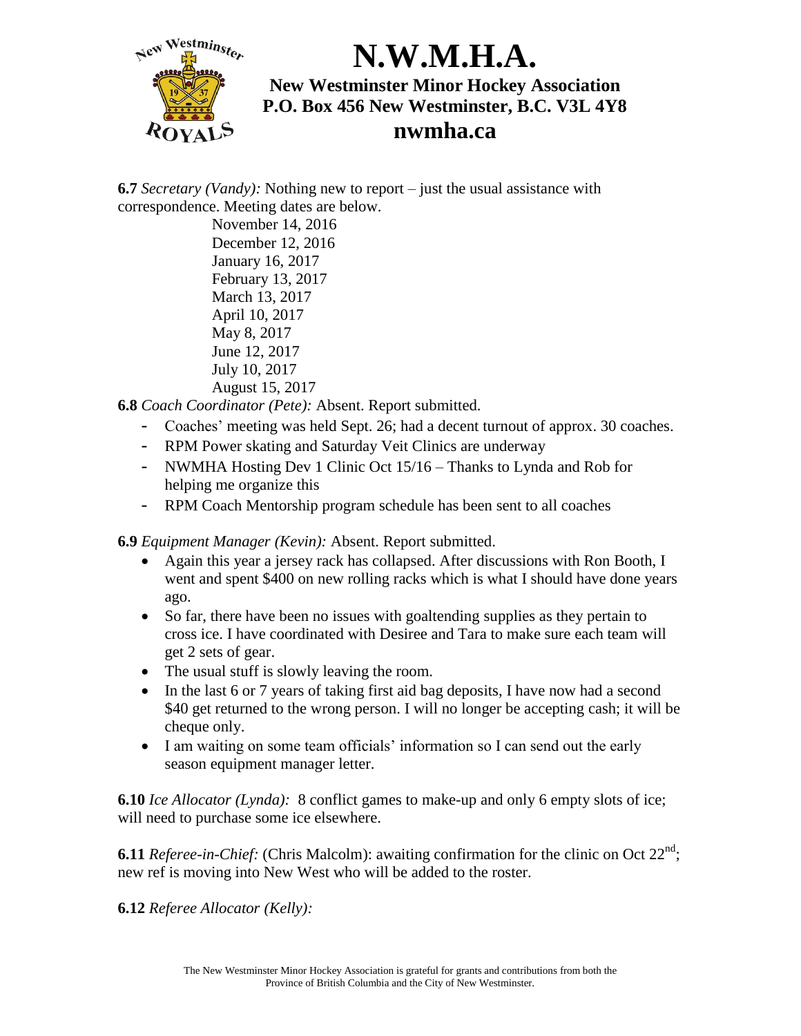**6.7** *Secretary (Vandy):* Nothing new to report – just the usual assistance with correspondence. Meeting dates are below.

November 14, 2016
December 12, 2016
January 16, 2017
February 13, 2017
March 13, 2017
April 10, 2017
May 8, 2017
June 12, 2017
July 10, 2017
August 15, 2017

**6.8** *Coach Coordinator (Pete):* Absent. Report submitted.

- Coaches' meeting was held Sept. 26; had a decent turnout of approx. 30 coaches.
- RPM Power skating and Saturday Veit Clinics are underway
- NWMHA Hosting Dev 1 Clinic Oct 15/16 – Thanks to Lynda and Rob for helping me organize this
- RPM Coach Mentorship program schedule has been sent to all coaches

**6.9** *Equipment Manager (Kevin):* Absent. Report submitted.

- Again this year a jersey rack has collapsed. After discussions with Ron Booth, I went and spent $400 on new rolling racks which is what I should have done years ago.
- So far, there have been no issues with goaltending supplies as they pertain to cross ice. I have coordinated with Desiree and Tara to make sure each team will get 2 sets of gear.
- The usual stuff is slowly leaving the room.
- In the last 6 or 7 years of taking first aid bag deposits, I have now had a second $40 get returned to the wrong person. I will no longer be accepting cash; it will be cheque only.
- I am waiting on some team officials' information so I can send out the early season equipment manager letter.

**6.10** *Ice Allocator (Lynda):* 8 conflict games to make-up and only 6 empty slots of ice; will need to purchase some ice elsewhere.

**6.11** *Referee-in-Chief:* (Chris Malcolm): awaiting confirmation for the clinic on Oct 22nd; new ref is moving into New West who will be added to the roster.

**6.12** *Referee Allocator (Kelly):*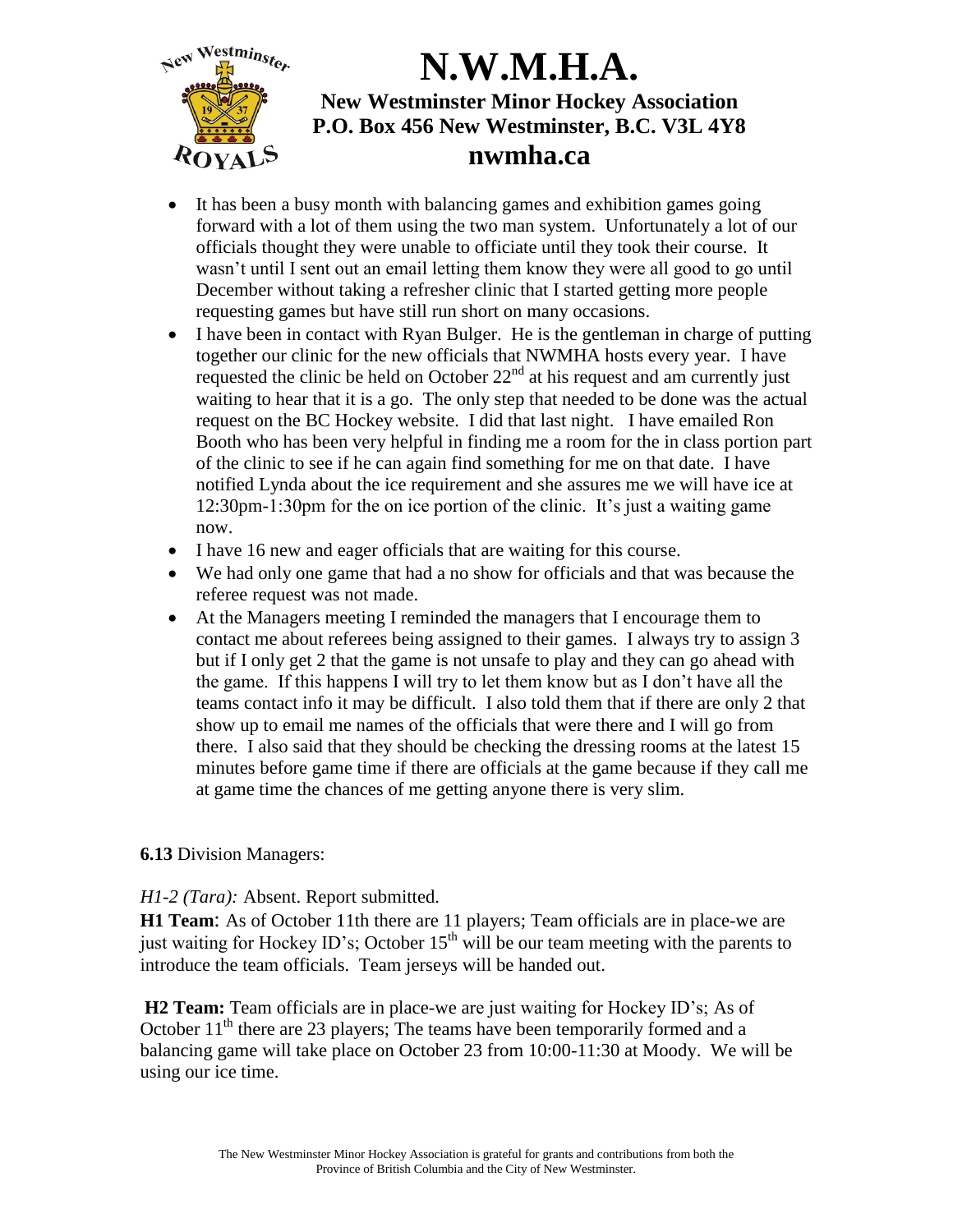- It has been a busy month with balancing games and exhibition games going forward with a lot of them using the two man system. Unfortunately a lot of our officials thought they were unable to officiate until they took their course. It wasn't until I sent out an email letting them know they were all good to go until December without taking a refresher clinic that I started getting more people requesting games but have still run short on many occasions.
- I have been in contact with Ryan Bulger. He is the gentleman in charge of putting together our clinic for the new officials that NWMHA hosts every year. I have requested the clinic be held on October 22nd at his request and am currently just waiting to hear that it is a go. The only step that needed to be done was the actual request on the BC Hockey website. I did that last night. I have emailed Ron Booth who has been very helpful in finding me a room for the in class portion part of the clinic to see if he can again find something for me on that date. I have notified Lynda about the ice requirement and she assures me we will have ice at 12:30pm-1:30pm for the on ice portion of the clinic. It's just a waiting game now.
- I have 16 new and eager officials that are waiting for this course.
- We had only one game that had a no show for officials and that was because the referee request was not made.
- At the Managers meeting I reminded the managers that I encourage them to contact me about referees being assigned to their games. I always try to assign 3 but if I only get 2 that the game is not unsafe to play and they can go ahead with the game. If this happens I will try to let them know but as I don't have all the teams contact info it may be difficult. I also told them that if there are only 2 that show up to email me names of the officials that were there and I will go from there. I also said that they should be checking the dressing rooms at the latest 15 minutes before game time if there are officials at the game because if they call me at game time the chances of me getting anyone there is very slim.

**6.13** Division Managers:

*H1-2 (Tara):* Absent. Report submitted.

**H1 Team**: As of October 11th there are 11 players; Team officials are in place-we are just waiting for Hockey ID's; October 15th will be our team meeting with the parents to introduce the team officials. Team jerseys will be handed out.

**H2 Team:** Team officials are in place-we are just waiting for Hockey ID's; As of October 11th there are 23 players; The teams have been temporarily formed and a balancing game will take place on October 23 from 10:00-11:30 at Moody. We will be using our ice time.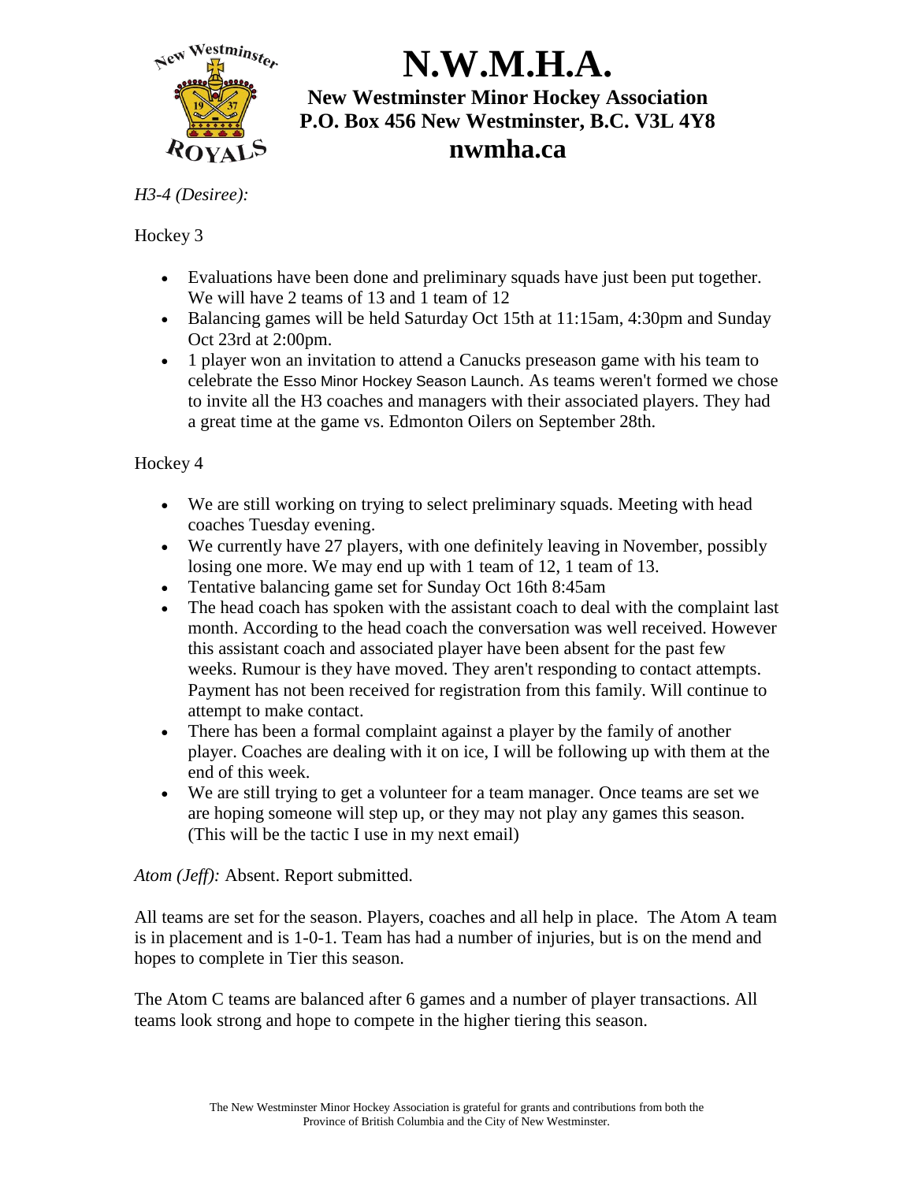# N.W.M.H.A.

**New Westminster Minor Hockey Association**
**P.O. Box 456 New Westminster, B.C. V3L 4Y8**
**nwmha.ca**

*H3-4 (Desiree):*

Hockey 3

- Evaluations have been done and preliminary squads have just been put together. We will have 2 teams of 13 and 1 team of 12
- Balancing games will be held Saturday Oct 15th at 11:15am, 4:30pm and Sunday Oct 23rd at 2:00pm.
- 1 player won an invitation to attend a Canucks preseason game with his team to celebrate the Esso Minor Hockey Season Launch. As teams weren't formed we chose to invite all the H3 coaches and managers with their associated players. They had a great time at the game vs. Edmonton Oilers on September 28th.

Hockey 4

- We are still working on trying to select preliminary squads. Meeting with head coaches Tuesday evening.
- We currently have 27 players, with one definitely leaving in November, possibly losing one more. We may end up with 1 team of 12, 1 team of 13.
- Tentative balancing game set for Sunday Oct 16th 8:45am
- The head coach has spoken with the assistant coach to deal with the complaint last month. According to the head coach the conversation was well received. However this assistant coach and associated player have been absent for the past few weeks. Rumour is they have moved. They aren't responding to contact attempts. Payment has not been received for registration from this family. Will continue to attempt to make contact.
- There has been a formal complaint against a player by the family of another player. Coaches are dealing with it on ice, I will be following up with them at the end of this week.
- We are still trying to get a volunteer for a team manager. Once teams are set we are hoping someone will step up, or they may not play any games this season. (This will be the tactic I use in my next email)

*Atom (Jeff):* Absent. Report submitted.

All teams are set for the season. Players, coaches and all help in place. The Atom A team is in placement and is 1-0-1. Team has had a number of injuries, but is on the mend and hopes to complete in Tier this season.

The Atom C teams are balanced after 6 games and a number of player transactions. All teams look strong and hope to compete in the higher tiering this season.

The New Westminster Minor Hockey Association is grateful for grants and contributions from both the Province of British Columbia and the City of New Westminster.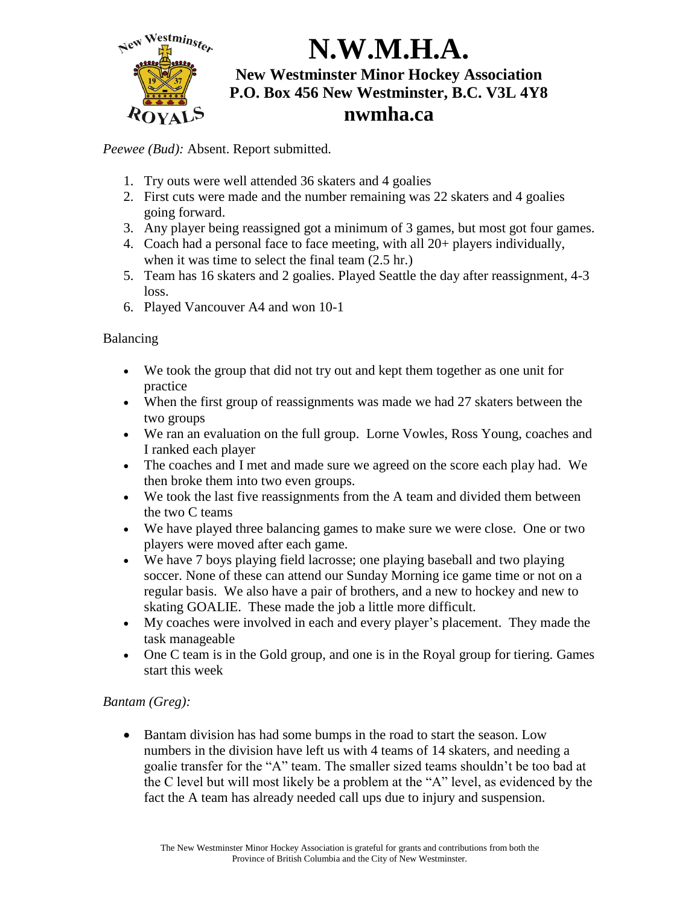# N.W.M.H.A.

**New Westminster Minor Hockey Association**
**P.O. Box 456 New Westminster, B.C. V3L 4Y8**
**nwmha.ca**

*Peewee (Bud):* Absent. Report submitted.

1. Try outs were well attended 36 skaters and 4 goalies
2. First cuts were made and the number remaining was 22 skaters and 4 goalies going forward.
3. Any player being reassigned got a minimum of 3 games, but most got four games.
4. Coach had a personal face to face meeting, with all 20+ players individually, when it was time to select the final team (2.5 hr.)
5. Team has 16 skaters and 2 goalies. Played Seattle the day after reassignment, 4-3 loss.
6. Played Vancouver A4 and won 10-1

Balancing

- We took the group that did not try out and kept them together as one unit for practice
- When the first group of reassignments was made we had 27 skaters between the two groups
- We ran an evaluation on the full group. Lorne Vowles, Ross Young, coaches and I ranked each player
- The coaches and I met and made sure we agreed on the score each play had. We then broke them into two even groups.
- We took the last five reassignments from the A team and divided them between the two C teams
- We have played three balancing games to make sure we were close. One or two players were moved after each game.
- We have 7 boys playing field lacrosse; one playing baseball and two playing soccer. None of these can attend our Sunday Morning ice game time or not on a regular basis. We also have a pair of brothers, and a new to hockey and new to skating GOALIE. These made the job a little more difficult.
- My coaches were involved in each and every player's placement. They made the task manageable
- One C team is in the Gold group, and one is in the Royal group for tiering. Games start this week

*Bantam (Greg):*

- Bantam division has had some bumps in the road to start the season. Low numbers in the division have left us with 4 teams of 14 skaters, and needing a goalie transfer for the "A" team. The smaller sized teams shouldn't be too bad at the C level but will most likely be a problem at the "A" level, as evidenced by the fact the A team has already needed call ups due to injury and suspension.

The New Westminster Minor Hockey Association is grateful for grants and contributions from both the Province of British Columbia and the City of New Westminster.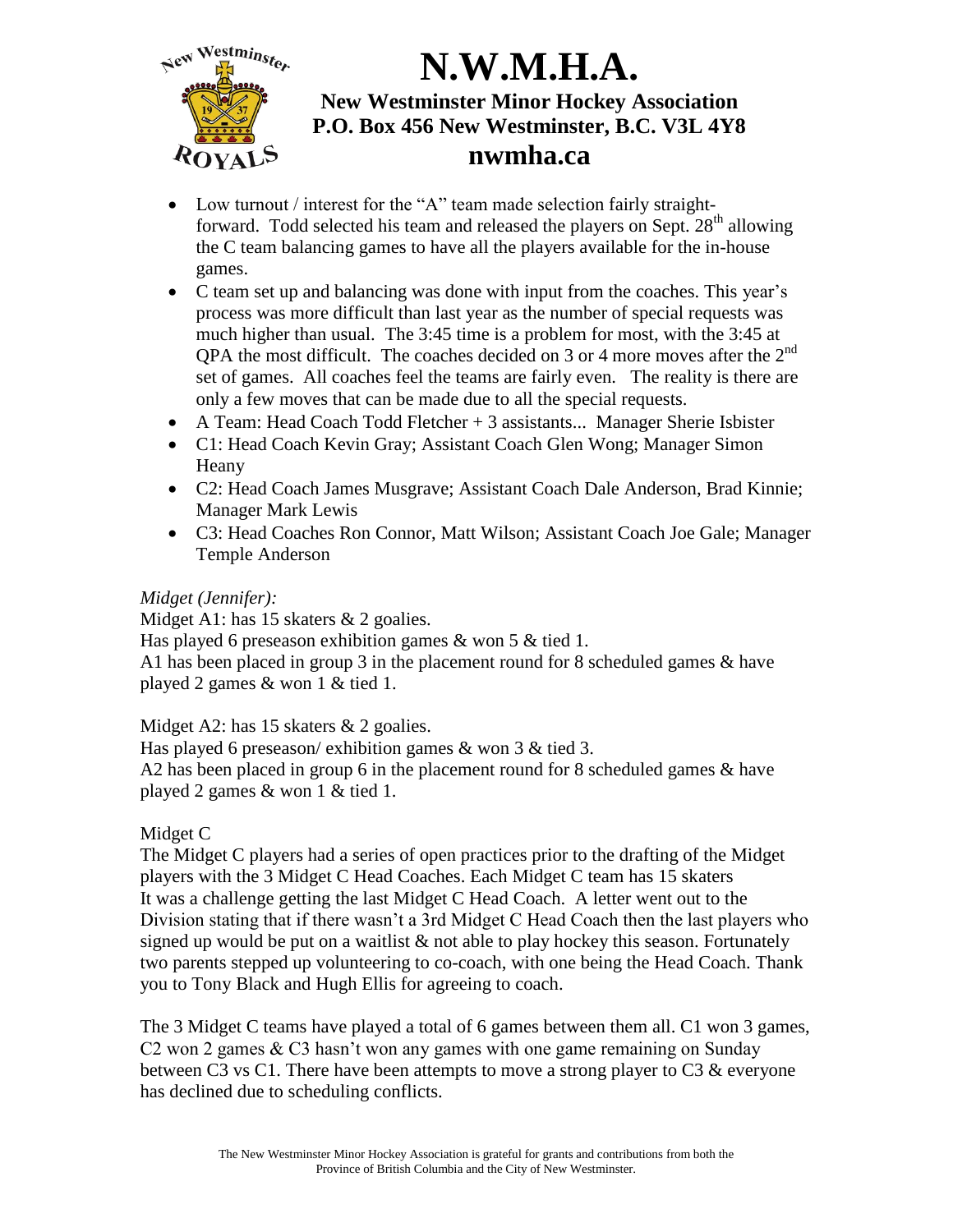# N.W.M.H.A.

**New Westminster Minor Hockey Association**
**P.O. Box 456 New Westminster, B.C. V3L 4Y8**
**nwmha.ca**

- Low turnout / interest for the "A" team made selection fairly straight-forward. Todd selected his team and released the players on Sept. 28th allowing the C team balancing games to have all the players available for the in-house games.
- C team set up and balancing was done with input from the coaches. This year's process was more difficult than last year as the number of special requests was much higher than usual. The 3:45 time is a problem for most, with the 3:45 at QPA the most difficult. The coaches decided on 3 or 4 more moves after the 2nd set of games. All coaches feel the teams are fairly even. The reality is there are only a few moves that can be made due to all the special requests.
- A Team: Head Coach Todd Fletcher + 3 assistants... Manager Sherie Isbister
- C1: Head Coach Kevin Gray; Assistant Coach Glen Wong; Manager Simon Heany
- C2: Head Coach James Musgrave; Assistant Coach Dale Anderson, Brad Kinnie; Manager Mark Lewis
- C3: Head Coaches Ron Connor, Matt Wilson; Assistant Coach Joe Gale; Manager Temple Anderson

*Midget (Jennifer):*

Midget A1: has 15 skaters & 2 goalies.
Has played 6 preseason exhibition games & won 5 & tied 1.
A1 has been placed in group 3 in the placement round for 8 scheduled games & have played 2 games & won 1 & tied 1.

Midget A2: has 15 skaters & 2 goalies.
Has played 6 preseason/ exhibition games & won 3 & tied 3.
A2 has been placed in group 6 in the placement round for 8 scheduled games & have played 2 games & won 1 & tied 1.

Midget C
The Midget C players had a series of open practices prior to the drafting of the Midget players with the 3 Midget C Head Coaches. Each Midget C team has 15 skaters
It was a challenge getting the last Midget C Head Coach. A letter went out to the Division stating that if there wasn't a 3rd Midget C Head Coach then the last players who signed up would be put on a waitlist & not able to play hockey this season. Fortunately two parents stepped up volunteering to co-coach, with one being the Head Coach. Thank you to Tony Black and Hugh Ellis for agreeing to coach.

The 3 Midget C teams have played a total of 6 games between them all. C1 won 3 games, C2 won 2 games & C3 hasn't won any games with one game remaining on Sunday between C3 vs C1. There have been attempts to move a strong player to C3 & everyone has declined due to scheduling conflicts.

The New Westminster Minor Hockey Association is grateful for grants and contributions from both the Province of British Columbia and the City of New Westminster.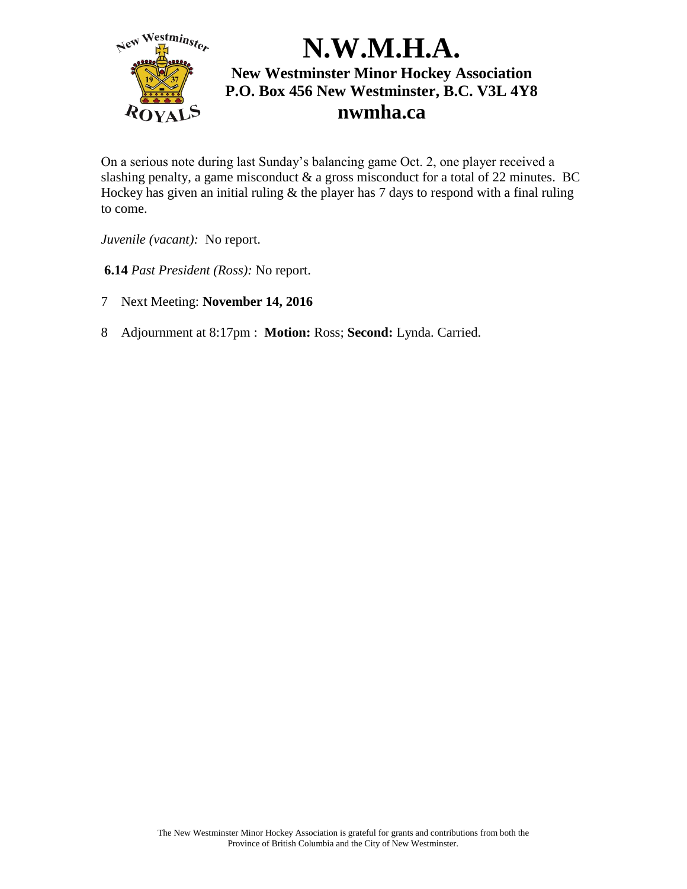On a serious note during last Sunday's balancing game Oct. 2, one player received a slashing penalty, a game misconduct & a gross misconduct for a total of 22 minutes. BC Hockey has given an initial ruling & the player has 7 days to respond with a final ruling to come.

*Juvenile (vacant):* No report.

**6.14** *Past President (Ross):* No report.

7 Next Meeting: **November 14, 2016**

8 Adjournment at 8:17pm : **Motion:** Ross; **Second:** Lynda. Carried.